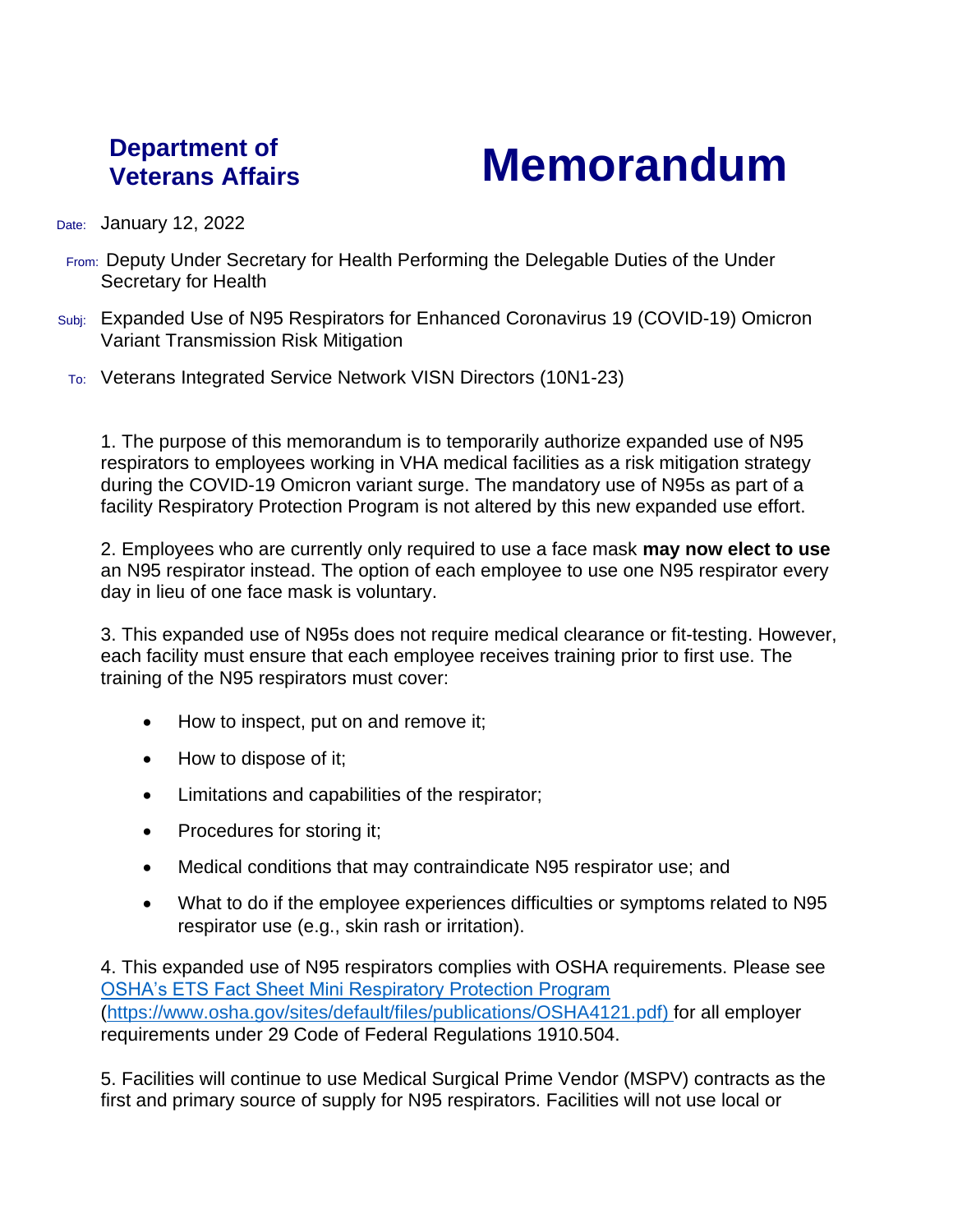**Department of Veterans Affairs**

# Memorandum

Date: January 12, 2022

From: Deputy Under Secretary for Health Performing the Delegable Duties of the Under Secretary for Health

Subj: Expanded Use of N95 Respirators for Enhanced Coronavirus 19 (COVID-19) Omicron Variant Transmission Risk Mitigation

To: Veterans Integrated Service Network VISN Directors (10N1-23)

1. The purpose of this memorandum is to temporarily authorize expanded use of N95 respirators to employees working in VHA medical facilities as a risk mitigation strategy during the COVID-19 Omicron variant surge. The mandatory use of N95s as part of a facility Respiratory Protection Program is not altered by this new expanded use effort.

2. Employees who are currently only required to use a face mask **may now elect to use** an N95 respirator instead. The option of each employee to use one N95 respirator every day in lieu of one face mask is voluntary.

3. This expanded use of N95s does not require medical clearance or fit-testing. However, each facility must ensure that each employee receives training prior to first use. The training of the N95 respirators must cover:

- How to inspect, put on and remove it;
- How to dispose of it;
- Limitations and capabilities of the respirator;
- Procedures for storing it;
- Medical conditions that may contraindicate N95 respirator use; and
- What to do if the employee experiences difficulties or symptoms related to N95 respirator use (e.g., skin rash or irritation).

4. This expanded use of N95 respirators complies with OSHA requirements. Please see [OSHA's ETS Fact Sheet Mini Respiratory Protection Program](https://www.osha.gov/sites/default/files/publications/OSHA4121.pdf) (https://www.osha.gov/sites/default/files/publications/OSHA4121.pdf) for all employer requirements under 29 Code of Federal Regulations 1910.504.

5. Facilities will continue to use Medical Surgical Prime Vendor (MSPV) contracts as the first and primary source of supply for N95 respirators. Facilities will not use local or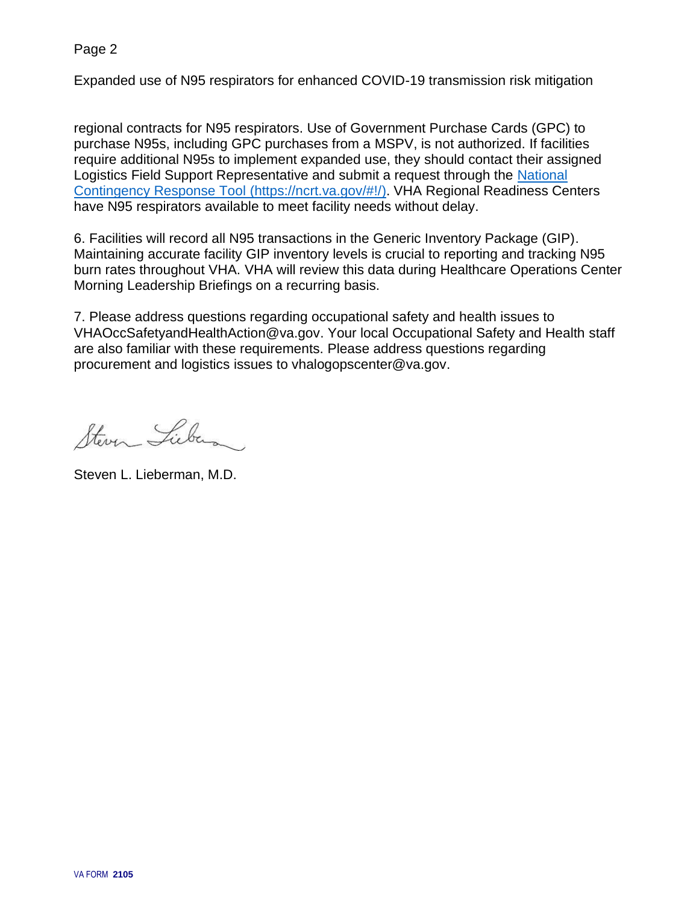regional contracts for N95 respirators. Use of Government Purchase Cards (GPC) to purchase N95s, including GPC purchases from a MSPV, is not authorized. If facilities require additional N95s to implement expanded use, they should contact their assigned Logistics Field Support Representative and submit a request through the [National Contingency Response Tool (https://ncrt.va.gov/#!/)](https://ncrt.va.gov/#!/). VHA Regional Readiness Centers have N95 respirators available to meet facility needs without delay.

6. Facilities will record all N95 transactions in the Generic Inventory Package (GIP). Maintaining accurate facility GIP inventory levels is crucial to reporting and tracking N95 burn rates throughout VHA. VHA will review this data during Healthcare Operations Center Morning Leadership Briefings on a recurring basis.

7. Please address questions regarding occupational safety and health issues to VHAOccSafetyandHealthAction@va.gov. Your local Occupational Safety and Health staff are also familiar with these requirements. Please address questions regarding procurement and logistics issues to vhalogopscenter@va.gov.

Steven L. Lieberman, M.D.

VA FORM 2105